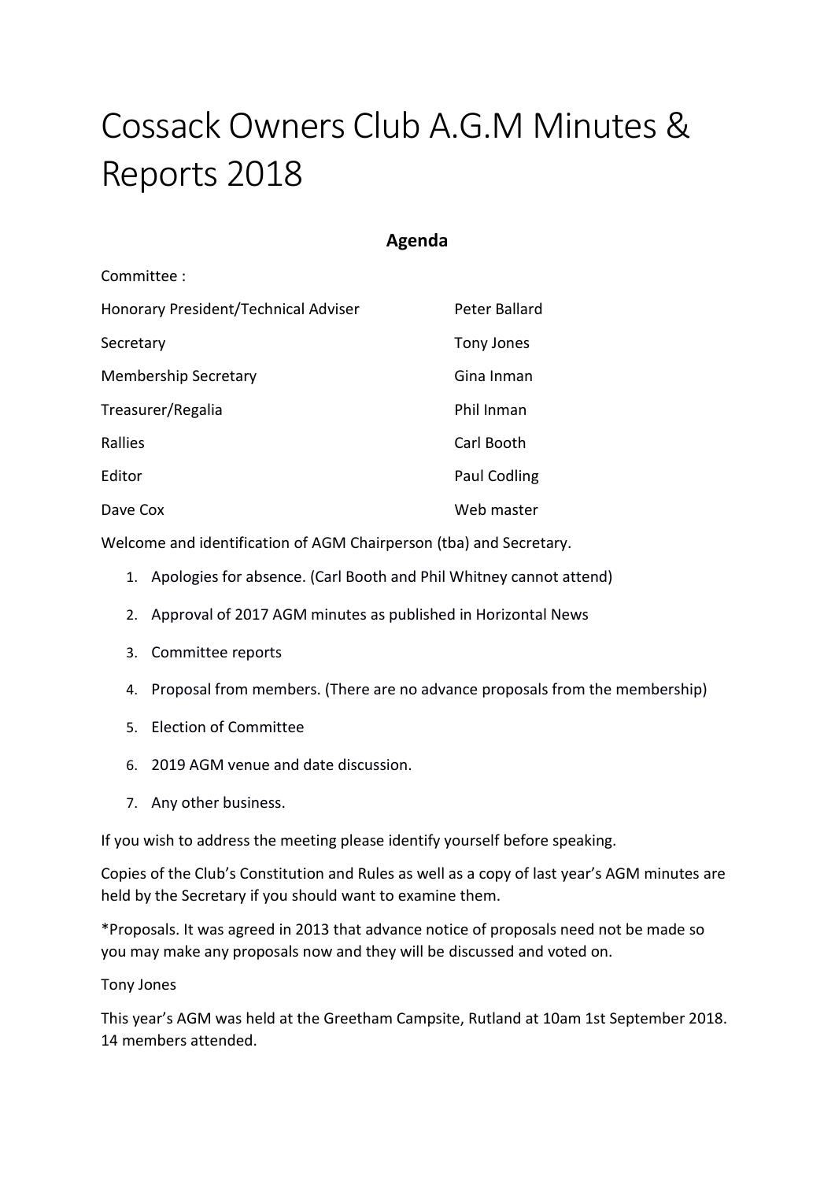# Cossack Owners Club A.G.M Minutes & Reports 2018

## Agenda

Committee :

| | |
|---|---|
| Honorary President/Technical Adviser | Peter Ballard |
| Secretary | Tony Jones |
| Membership Secretary | Gina Inman |
| Treasurer/Regalia | Phil Inman |
| Rallies | Carl Booth |
| Editor | Paul Codling |
| Dave Cox | Web master |

Welcome and identification of AGM Chairperson (tba) and Secretary.

1. Apologies for absence. (Carl Booth and Phil Whitney cannot attend)
2. Approval of 2017 AGM minutes as published in Horizontal News
3. Committee reports
4. Proposal from members. (There are no advance proposals from the membership)
5. Election of Committee
6. 2019 AGM venue and date discussion.
7. Any other business.

If you wish to address the meeting please identify yourself before speaking.

Copies of the Club's Constitution and Rules as well as a copy of last year's AGM minutes are held by the Secretary if you should want to examine them.

*Proposals. It was agreed in 2013 that advance notice of proposals need not be made so you may make any proposals now and they will be discussed and voted on.

Tony Jones

This year's AGM was held at the Greetham Campsite, Rutland at 10am 1st September 2018. 14 members attended.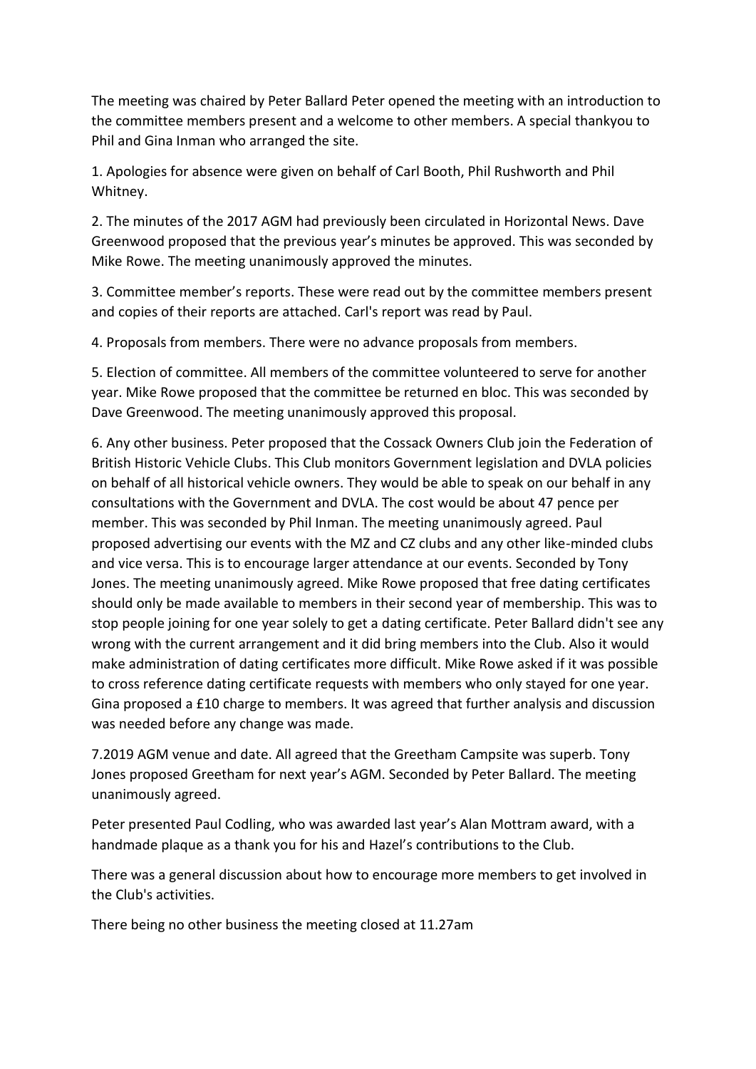The meeting was chaired by Peter Ballard Peter opened the meeting with an introduction to the committee members present and a welcome to other members. A special thankyou to Phil and Gina Inman who arranged the site.

1. Apologies for absence were given on behalf of Carl Booth, Phil Rushworth and Phil Whitney.

2. The minutes of the 2017 AGM had previously been circulated in Horizontal News. Dave Greenwood proposed that the previous year's minutes be approved. This was seconded by Mike Rowe. The meeting unanimously approved the minutes.

3. Committee member's reports. These were read out by the committee members present and copies of their reports are attached. Carl's report was read by Paul.

4. Proposals from members. There were no advance proposals from members.

5. Election of committee. All members of the committee volunteered to serve for another year. Mike Rowe proposed that the committee be returned en bloc. This was seconded by Dave Greenwood. The meeting unanimously approved this proposal.

6. Any other business. Peter proposed that the Cossack Owners Club join the Federation of British Historic Vehicle Clubs. This Club monitors Government legislation and DVLA policies on behalf of all historical vehicle owners. They would be able to speak on our behalf in any consultations with the Government and DVLA. The cost would be about 47 pence per member. This was seconded by Phil Inman. The meeting unanimously agreed. Paul proposed advertising our events with the MZ and CZ clubs and any other like-minded clubs and vice versa. This is to encourage larger attendance at our events. Seconded by Tony Jones. The meeting unanimously agreed. Mike Rowe proposed that free dating certificates should only be made available to members in their second year of membership. This was to stop people joining for one year solely to get a dating certificate. Peter Ballard didn't see any wrong with the current arrangement and it did bring members into the Club. Also it would make administration of dating certificates more difficult. Mike Rowe asked if it was possible to cross reference dating certificate requests with members who only stayed for one year. Gina proposed a £10 charge to members. It was agreed that further analysis and discussion was needed before any change was made.

7.2019 AGM venue and date. All agreed that the Greetham Campsite was superb. Tony Jones proposed Greetham for next year's AGM. Seconded by Peter Ballard. The meeting unanimously agreed.

Peter presented Paul Codling, who was awarded last year's Alan Mottram award, with a handmade plaque as a thank you for his and Hazel's contributions to the Club.

There was a general discussion about how to encourage more members to get involved in the Club's activities.

There being no other business the meeting closed at 11.27am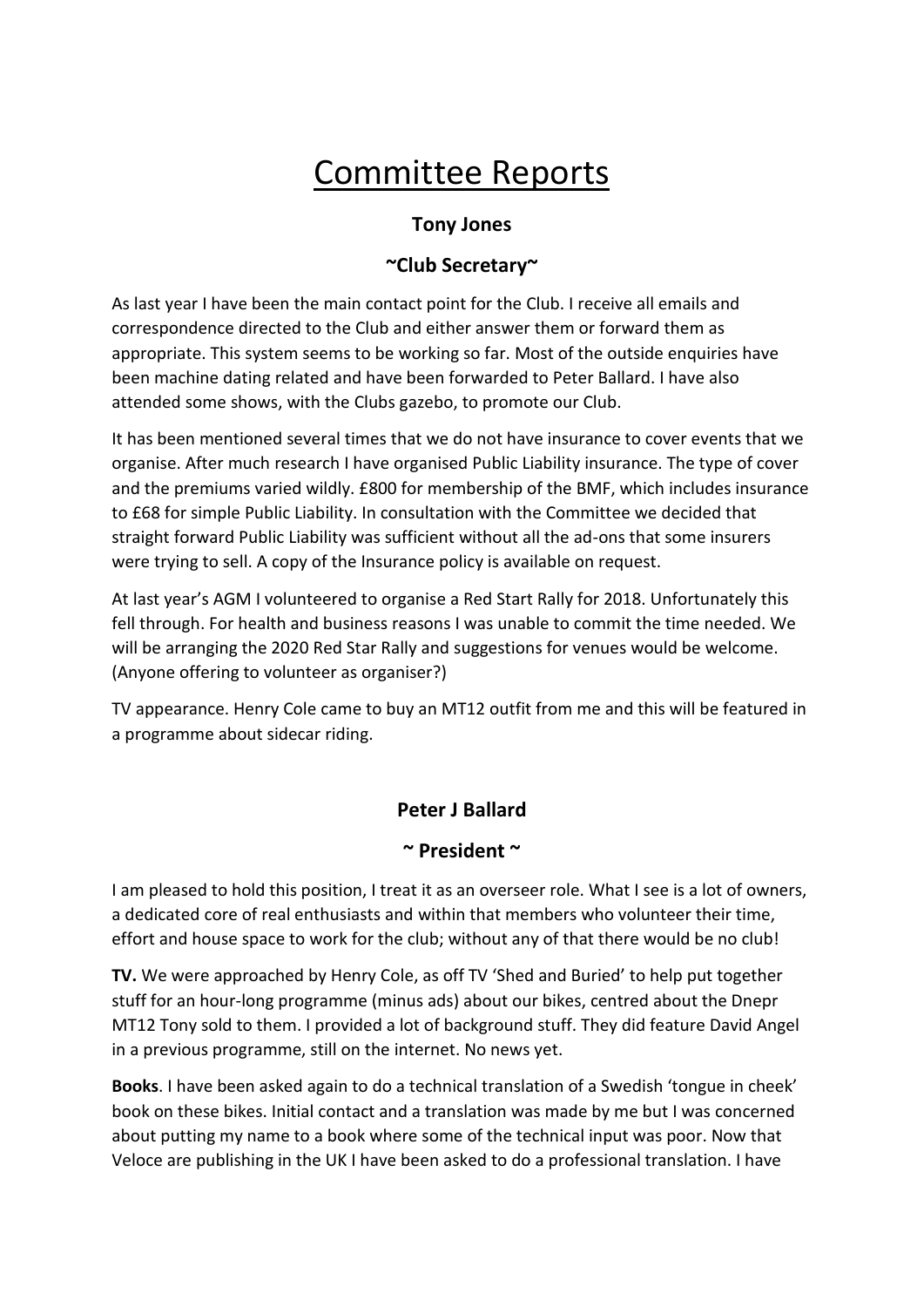# Committee Reports

**Tony Jones**

**~Club Secretary~**

As last year I have been the main contact point for the Club. I receive all emails and correspondence directed to the Club and either answer them or forward them as appropriate. This system seems to be working so far. Most of the outside enquiries have been machine dating related and have been forwarded to Peter Ballard. I have also attended some shows, with the Clubs gazebo, to promote our Club.

It has been mentioned several times that we do not have insurance to cover events that we organise. After much research I have organised Public Liability insurance. The type of cover and the premiums varied wildly. £800 for membership of the BMF, which includes insurance to £68 for simple Public Liability. In consultation with the Committee we decided that straight forward Public Liability was sufficient without all the ad-ons that some insurers were trying to sell. A copy of the Insurance policy is available on request.

At last year's AGM I volunteered to organise a Red Start Rally for 2018. Unfortunately this fell through. For health and business reasons I was unable to commit the time needed. We will be arranging the 2020 Red Star Rally and suggestions for venues would be welcome. (Anyone offering to volunteer as organiser?)

TV appearance. Henry Cole came to buy an MT12 outfit from me and this will be featured in a programme about sidecar riding.

**Peter J Ballard**

**~ President ~**

I am pleased to hold this position, I treat it as an overseer role. What I see is a lot of owners, a dedicated core of real enthusiasts and within that members who volunteer their time, effort and house space to work for the club; without any of that there would be no club!

**TV.** We were approached by Henry Cole, as off TV 'Shed and Buried' to help put together stuff for an hour-long programme (minus ads) about our bikes, centred about the Dnepr MT12 Tony sold to them. I provided a lot of background stuff. They did feature David Angel in a previous programme, still on the internet. No news yet.

**Books**. I have been asked again to do a technical translation of a Swedish 'tongue in cheek' book on these bikes. Initial contact and a translation was made by me but I was concerned about putting my name to a book where some of the technical input was poor. Now that Veloce are publishing in the UK I have been asked to do a professional translation. I have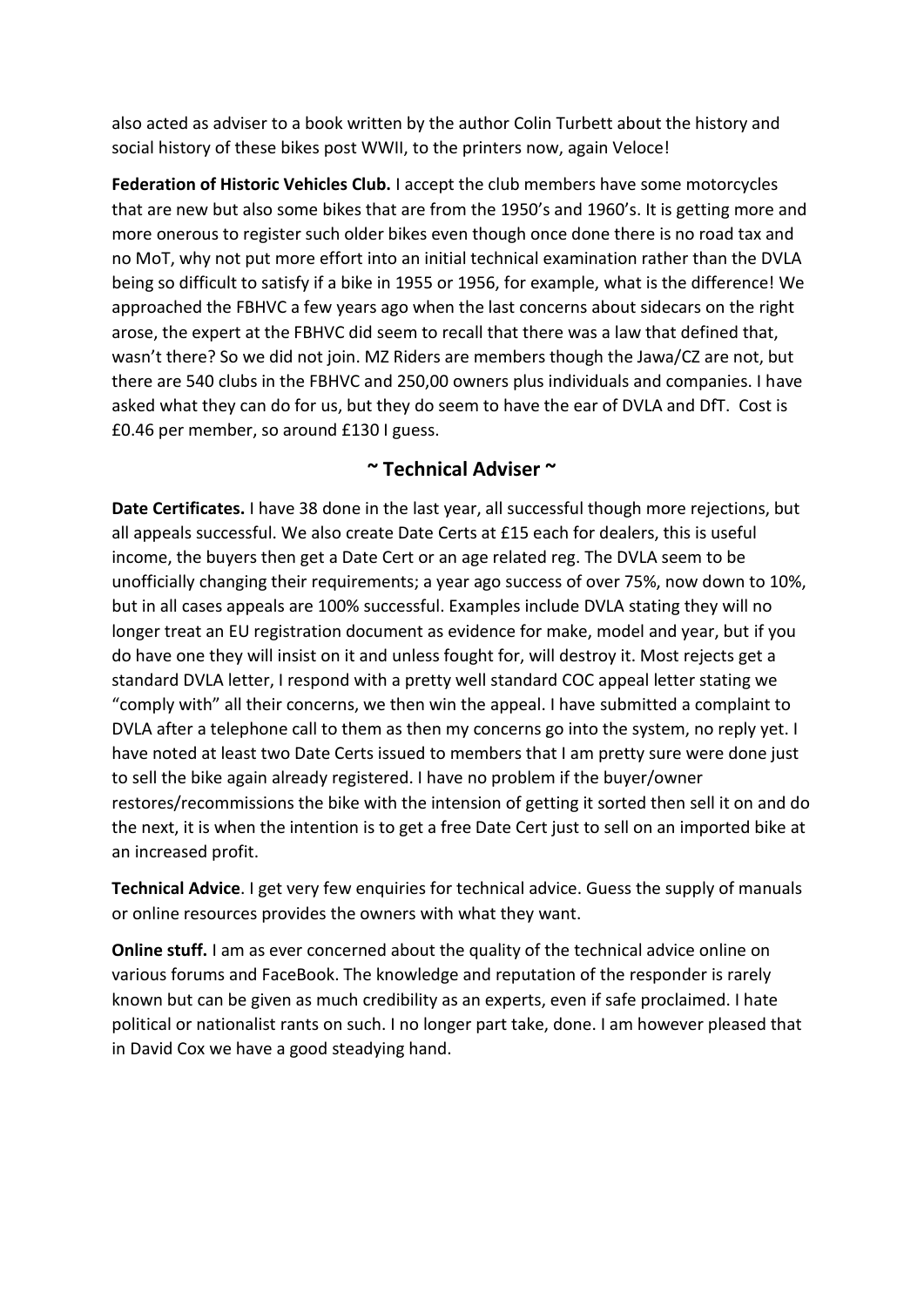also acted as adviser to a book written by the author Colin Turbett about the history and social history of these bikes post WWII, to the printers now, again Veloce!

**Federation of Historic Vehicles Club.** I accept the club members have some motorcycles that are new but also some bikes that are from the 1950's and 1960's. It is getting more and more onerous to register such older bikes even though once done there is no road tax and no MoT, why not put more effort into an initial technical examination rather than the DVLA being so difficult to satisfy if a bike in 1955 or 1956, for example, what is the difference! We approached the FBHVC a few years ago when the last concerns about sidecars on the right arose, the expert at the FBHVC did seem to recall that there was a law that defined that, wasn't there? So we did not join. MZ Riders are members though the Jawa/CZ are not, but there are 540 clubs in the FBHVC and 250,00 owners plus individuals and companies. I have asked what they can do for us, but they do seem to have the ear of DVLA and DfT. Cost is £0.46 per member, so around £130 I guess.

## ~ Technical Adviser ~

**Date Certificates.** I have 38 done in the last year, all successful though more rejections, but all appeals successful. We also create Date Certs at £15 each for dealers, this is useful income, the buyers then get a Date Cert or an age related reg. The DVLA seem to be unofficially changing their requirements; a year ago success of over 75%, now down to 10%, but in all cases appeals are 100% successful. Examples include DVLA stating they will no longer treat an EU registration document as evidence for make, model and year, but if you do have one they will insist on it and unless fought for, will destroy it. Most rejects get a standard DVLA letter, I respond with a pretty well standard COC appeal letter stating we "comply with" all their concerns, we then win the appeal. I have submitted a complaint to DVLA after a telephone call to them as then my concerns go into the system, no reply yet. I have noted at least two Date Certs issued to members that I am pretty sure were done just to sell the bike again already registered. I have no problem if the buyer/owner restores/recommissions the bike with the intension of getting it sorted then sell it on and do the next, it is when the intention is to get a free Date Cert just to sell on an imported bike at an increased profit.

**Technical Advice**. I get very few enquiries for technical advice. Guess the supply of manuals or online resources provides the owners with what they want.

**Online stuff.** I am as ever concerned about the quality of the technical advice online on various forums and FaceBook. The knowledge and reputation of the responder is rarely known but can be given as much credibility as an experts, even if safe proclaimed. I hate political or nationalist rants on such. I no longer part take, done. I am however pleased that in David Cox we have a good steadying hand.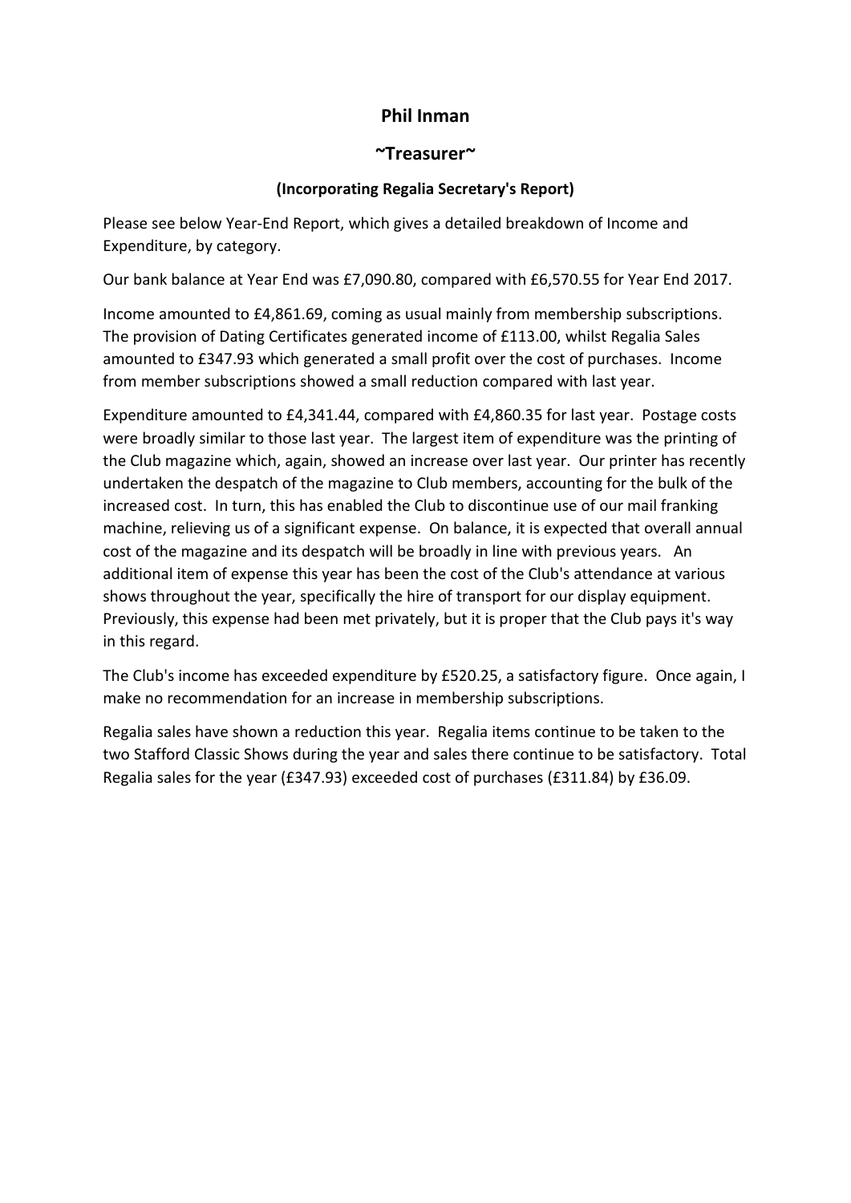## Phil Inman

## ~Treasurer~

### (Incorporating Regalia Secretary's Report)

Please see below Year-End Report, which gives a detailed breakdown of Income and Expenditure, by category.

Our bank balance at Year End was £7,090.80, compared with £6,570.55 for Year End 2017.

Income amounted to £4,861.69, coming as usual mainly from membership subscriptions. The provision of Dating Certificates generated income of £113.00, whilst Regalia Sales amounted to £347.93 which generated a small profit over the cost of purchases. Income from member subscriptions showed a small reduction compared with last year.

Expenditure amounted to £4,341.44, compared with £4,860.35 for last year. Postage costs were broadly similar to those last year. The largest item of expenditure was the printing of the Club magazine which, again, showed an increase over last year. Our printer has recently undertaken the despatch of the magazine to Club members, accounting for the bulk of the increased cost. In turn, this has enabled the Club to discontinue use of our mail franking machine, relieving us of a significant expense. On balance, it is expected that overall annual cost of the magazine and its despatch will be broadly in line with previous years. An additional item of expense this year has been the cost of the Club's attendance at various shows throughout the year, specifically the hire of transport for our display equipment. Previously, this expense had been met privately, but it is proper that the Club pays it's way in this regard.

The Club's income has exceeded expenditure by £520.25, a satisfactory figure. Once again, I make no recommendation for an increase in membership subscriptions.

Regalia sales have shown a reduction this year. Regalia items continue to be taken to the two Stafford Classic Shows during the year and sales there continue to be satisfactory. Total Regalia sales for the year (£347.93) exceeded cost of purchases (£311.84) by £36.09.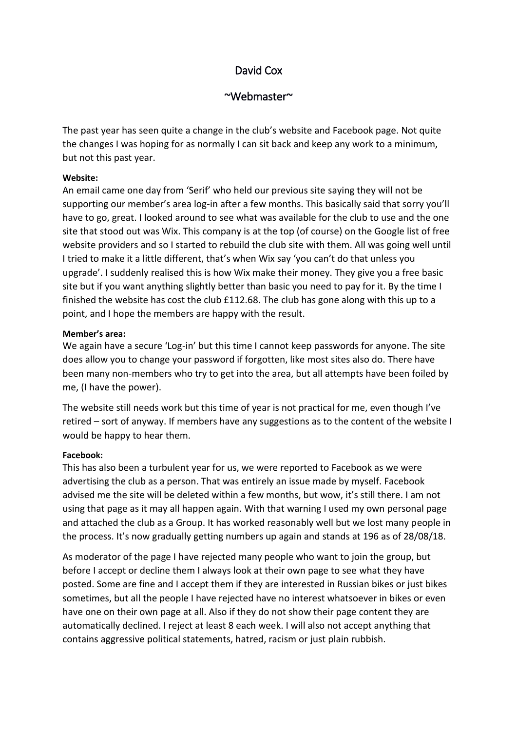# David Cox

## ~Webmaster~

The past year has seen quite a change in the club's website and Facebook page. Not quite the changes I was hoping for as normally I can sit back and keep any work to a minimum, but not this past year.

**Website:**
An email came one day from 'Serif' who held our previous site saying they will not be supporting our member's area log-in after a few months. This basically said that sorry you'll have to go, great. I looked around to see what was available for the club to use and the one site that stood out was Wix. This company is at the top (of course) on the Google list of free website providers and so I started to rebuild the club site with them. All was going well until I tried to make it a little different, that's when Wix say 'you can't do that unless you upgrade'. I suddenly realised this is how Wix make their money. They give you a free basic site but if you want anything slightly better than basic you need to pay for it. By the time I finished the website has cost the club £112.68. The club has gone along with this up to a point, and I hope the members are happy with the result.

**Member's area:**
We again have a secure 'Log-in' but this time I cannot keep passwords for anyone. The site does allow you to change your password if forgotten, like most sites also do. There have been many non-members who try to get into the area, but all attempts have been foiled by me, (I have the power).

The website still needs work but this time of year is not practical for me, even though I've retired – sort of anyway. If members have any suggestions as to the content of the website I would be happy to hear them.

**Facebook:**
This has also been a turbulent year for us, we were reported to Facebook as we were advertising the club as a person. That was entirely an issue made by myself. Facebook advised me the site will be deleted within a few months, but wow, it's still there. I am not using that page as it may all happen again. With that warning I used my own personal page and attached the club as a Group. It has worked reasonably well but we lost many people in the process. It's now gradually getting numbers up again and stands at 196 as of 28/08/18.

As moderator of the page I have rejected many people who want to join the group, but before I accept or decline them I always look at their own page to see what they have posted. Some are fine and I accept them if they are interested in Russian bikes or just bikes sometimes, but all the people I have rejected have no interest whatsoever in bikes or even have one on their own page at all. Also if they do not show their page content they are automatically declined. I reject at least 8 each week. I will also not accept anything that contains aggressive political statements, hatred, racism or just plain rubbish.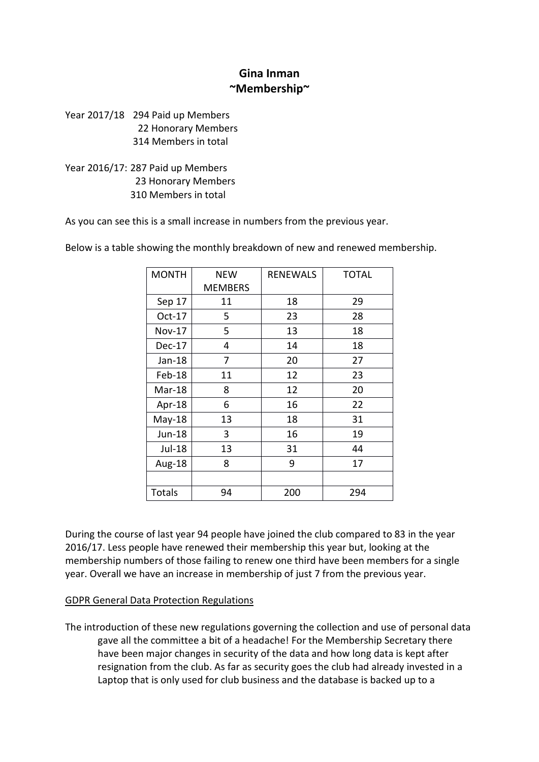# Gina Inman
## ~Membership~

Year 2017/18 294 Paid up Members
22 Honorary Members
314 Members in total

Year 2016/17: 287 Paid up Members
23 Honorary Members
310 Members in total

As you can see this is a small increase in numbers from the previous year.

Below is a table showing the monthly breakdown of new and renewed membership.

| MONTH | NEW MEMBERS | RENEWALS | TOTAL |
|---|---|---|---|
| Sep 17 | 11 | 18 | 29 |
| Oct-17 | 5 | 23 | 28 |
| Nov-17 | 5 | 13 | 18 |
| Dec-17 | 4 | 14 | 18 |
| Jan-18 | 7 | 20 | 27 |
| Feb-18 | 11 | 12 | 23 |
| Mar-18 | 8 | 12 | 20 |
| Apr-18 | 6 | 16 | 22 |
| May-18 | 13 | 18 | 31 |
| Jun-18 | 3 | 16 | 19 |
| Jul-18 | 13 | 31 | 44 |
| Aug-18 | 8 | 9 | 17 |
| | | | |
| Totals | 94 | 200 | 294 |

During the course of last year 94 people have joined the club compared to 83 in the year 2016/17. Less people have renewed their membership this year but, looking at the membership numbers of those failing to renew one third have been members for a single year. Overall we have an increase in membership of just 7 from the previous year.

<u>GDPR General Data Protection Regulations</u>

The introduction of these new regulations governing the collection and use of personal data gave all the committee a bit of a headache! For the Membership Secretary there have been major changes in security of the data and how long data is kept after resignation from the club. As far as security goes the club had already invested in a Laptop that is only used for club business and the database is backed up to a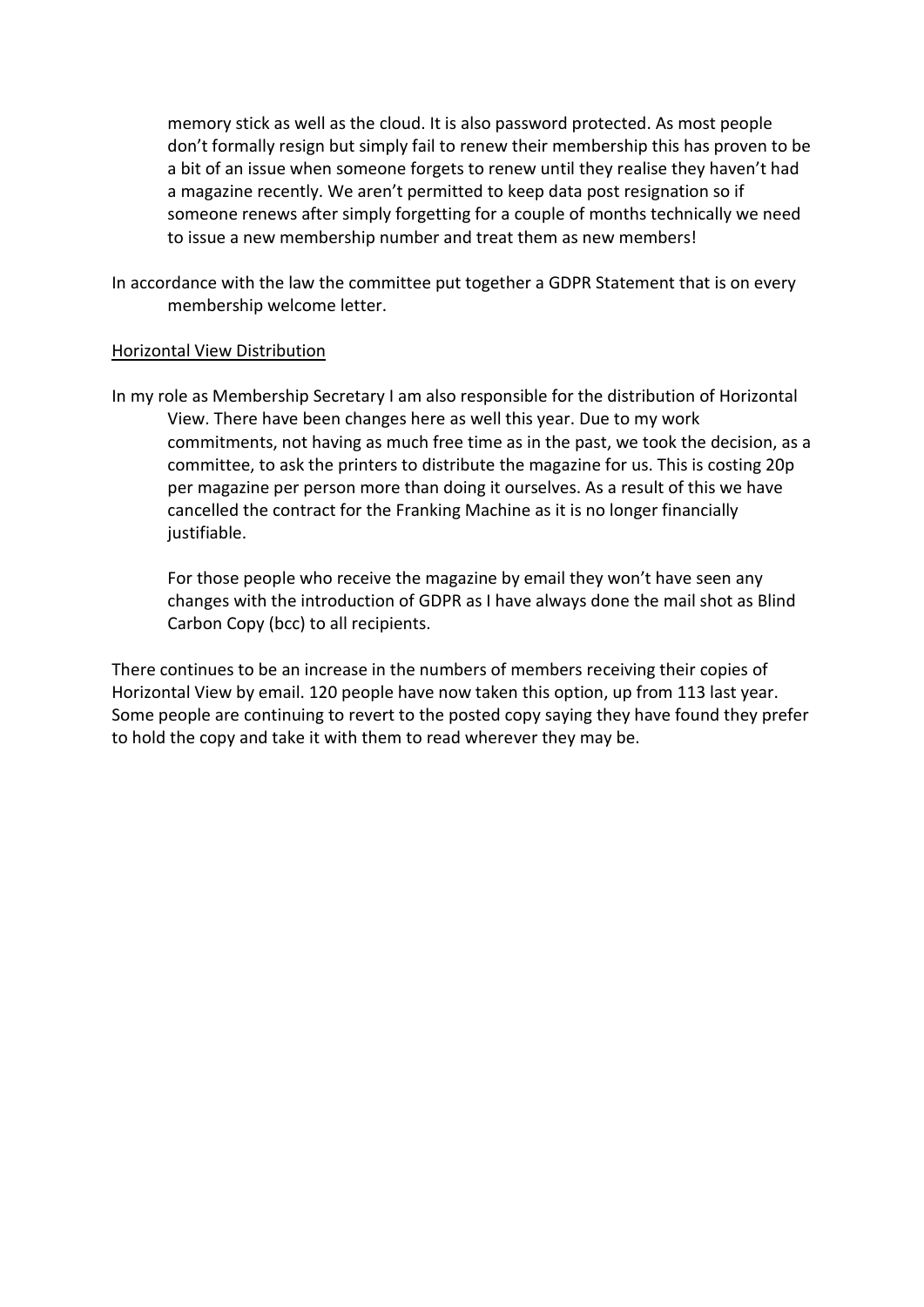memory stick as well as the cloud. It is also password protected. As most people don't formally resign but simply fail to renew their membership this has proven to be a bit of an issue when someone forgets to renew until they realise they haven't had a magazine recently. We aren't permitted to keep data post resignation so if someone renews after simply forgetting for a couple of months technically we need to issue a new membership number and treat them as new members!

In accordance with the law the committee put together a GDPR Statement that is on every membership welcome letter.

<u>Horizontal View Distribution</u>

In my role as Membership Secretary I am also responsible for the distribution of Horizontal View. There have been changes here as well this year. Due to my work commitments, not having as much free time as in the past, we took the decision, as a committee, to ask the printers to distribute the magazine for us. This is costing 20p per magazine per person more than doing it ourselves. As a result of this we have cancelled the contract for the Franking Machine as it is no longer financially justifiable.

For those people who receive the magazine by email they won't have seen any changes with the introduction of GDPR as I have always done the mail shot as Blind Carbon Copy (bcc) to all recipients.

There continues to be an increase in the numbers of members receiving their copies of Horizontal View by email. 120 people have now taken this option, up from 113 last year. Some people are continuing to revert to the posted copy saying they have found they prefer to hold the copy and take it with them to read wherever they may be.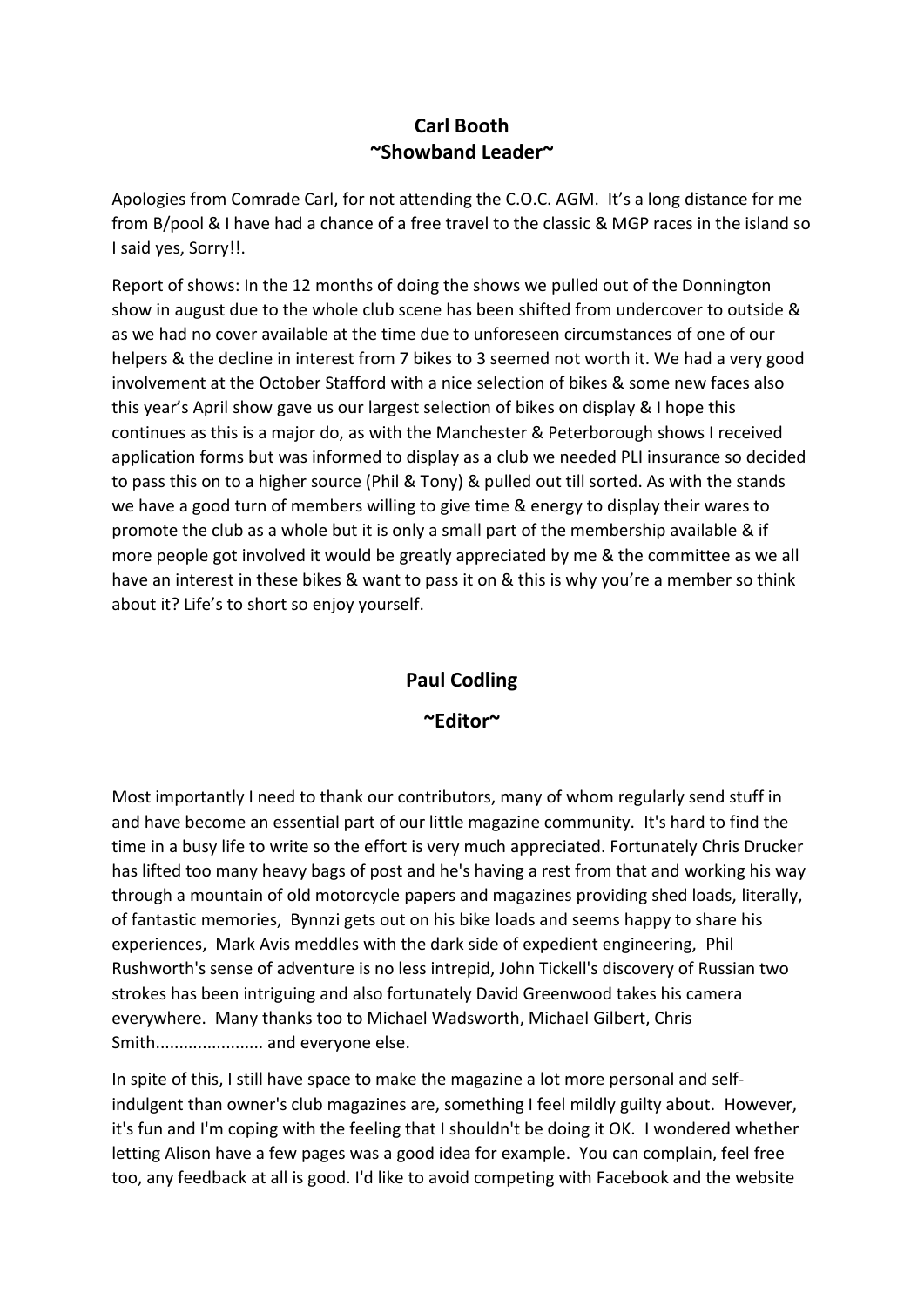## Carl Booth
## ~Showband Leader~

Apologies from Comrade Carl, for not attending the C.O.C. AGM. It's a long distance for me from B/pool & I have had a chance of a free travel to the classic & MGP races in the island so I said yes, Sorry!!.

Report of shows: In the 12 months of doing the shows we pulled out of the Donnington show in august due to the whole club scene has been shifted from undercover to outside & as we had no cover available at the time due to unforeseen circumstances of one of our helpers & the decline in interest from 7 bikes to 3 seemed not worth it. We had a very good involvement at the October Stafford with a nice selection of bikes & some new faces also this year's April show gave us our largest selection of bikes on display & I hope this continues as this is a major do, as with the Manchester & Peterborough shows I received application forms but was informed to display as a club we needed PLI insurance so decided to pass this on to a higher source (Phil & Tony) & pulled out till sorted. As with the stands we have a good turn of members willing to give time & energy to display their wares to promote the club as a whole but it is only a small part of the membership available & if more people got involved it would be greatly appreciated by me & the committee as we all have an interest in these bikes & want to pass it on & this is why you're a member so think about it? Life's to short so enjoy yourself.

## Paul Codling

## ~Editor~

Most importantly I need to thank our contributors, many of whom regularly send stuff in and have become an essential part of our little magazine community. It's hard to find the time in a busy life to write so the effort is very much appreciated. Fortunately Chris Drucker has lifted too many heavy bags of post and he's having a rest from that and working his way through a mountain of old motorcycle papers and magazines providing shed loads, literally, of fantastic memories, Bynnzi gets out on his bike loads and seems happy to share his experiences, Mark Avis meddles with the dark side of expedient engineering, Phil Rushworth's sense of adventure is no less intrepid, John Tickell's discovery of Russian two strokes has been intriguing and also fortunately David Greenwood takes his camera everywhere. Many thanks too to Michael Wadsworth, Michael Gilbert, Chris Smith...................... and everyone else.

In spite of this, I still have space to make the magazine a lot more personal and self-indulgent than owner's club magazines are, something I feel mildly guilty about. However, it's fun and I'm coping with the feeling that I shouldn't be doing it OK. I wondered whether letting Alison have a few pages was a good idea for example. You can complain, feel free too, any feedback at all is good. I'd like to avoid competing with Facebook and the website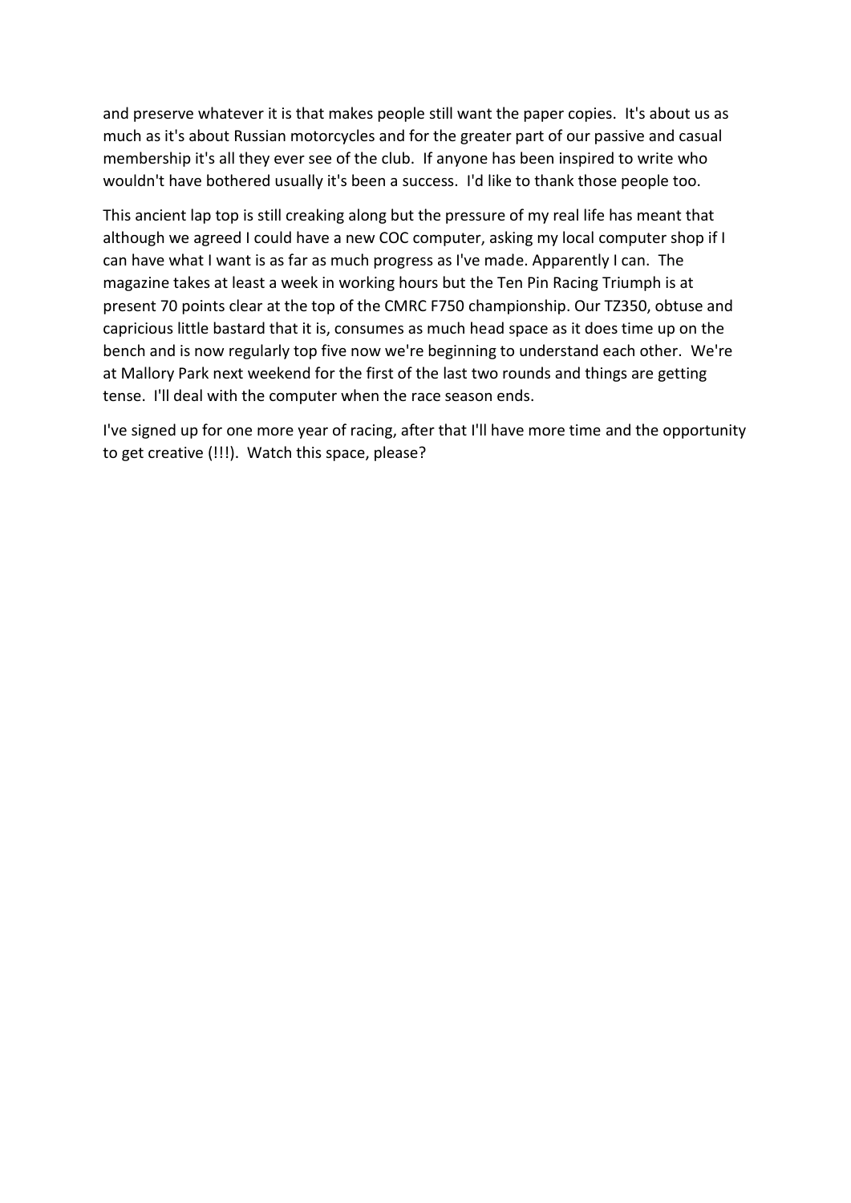and preserve whatever it is that makes people still want the paper copies. It's about us as much as it's about Russian motorcycles and for the greater part of our passive and casual membership it's all they ever see of the club. If anyone has been inspired to write who wouldn't have bothered usually it's been a success. I'd like to thank those people too.

This ancient lap top is still creaking along but the pressure of my real life has meant that although we agreed I could have a new COC computer, asking my local computer shop if I can have what I want is as far as much progress as I've made. Apparently I can. The magazine takes at least a week in working hours but the Ten Pin Racing Triumph is at present 70 points clear at the top of the CMRC F750 championship. Our TZ350, obtuse and capricious little bastard that it is, consumes as much head space as it does time up on the bench and is now regularly top five now we're beginning to understand each other. We're at Mallory Park next weekend for the first of the last two rounds and things are getting tense. I'll deal with the computer when the race season ends.

I've signed up for one more year of racing, after that I'll have more time and the opportunity to get creative (!!!). Watch this space, please?